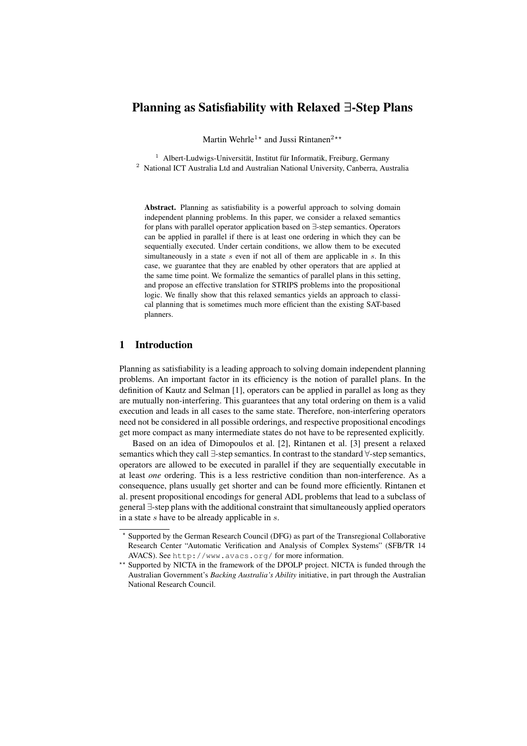# Planning as Satisfiability with Relaxed ∃-Step Plans

Martin Wehrle[1]* and Jussi Rintanen[2]**

[1] Albert-Ludwigs-Universität, Institut für Informatik, Freiburg, Germany
[2] National ICT Australia Ltd and Australian National University, Canberra, Australia

**Abstract.** Planning as satisfiability is a powerful approach to solving domain independent planning problems. In this paper, we consider a relaxed semantics for plans with parallel operator application based on ∃-step semantics. Operators can be applied in parallel if there is at least one ordering in which they can be sequentially executed. Under certain conditions, we allow them to be executed simultaneously in a state $s$ even if not all of them are applicable in $s$. In this case, we guarantee that they are enabled by other operators that are applied at the same time point. We formalize the semantics of parallel plans in this setting, and propose an effective translation for STRIPS problems into the propositional logic. We finally show that this relaxed semantics yields an approach to classical planning that is sometimes much more efficient than the existing SAT-based planners.

## 1 Introduction

Planning as satisfiability is a leading approach to solving domain independent planning problems. An important factor in its efficiency is the notion of parallel plans. In the definition of Kautz and Selman [1], operators can be applied in parallel as long as they are mutually non-interfering. This guarantees that any total ordering on them is a valid execution and leads in all cases to the same state. Therefore, non-interfering operators need not be considered in all possible orderings, and respective propositional encodings get more compact as many intermediate states do not have to be represented explicitly.

Based on an idea of Dimopoulos et al. [2], Rintanen et al. [3] present a relaxed semantics which they call ∃-step semantics. In contrast to the standard ∀-step semantics, operators are allowed to be executed in parallel if they are sequentially executable in at least *one* ordering. This is a less restrictive condition than non-interference. As a consequence, plans usually get shorter and can be found more efficiently. Rintanen et al. present propositional encodings for general ADL problems that lead to a subclass of general ∃-step plans with the additional constraint that simultaneously applied operators in a state $s$ have to be already applicable in $s$.

---

* Supported by the German Research Council (DFG) as part of the Transregional Collaborative Research Center "Automatic Verification and Analysis of Complex Systems" (SFB/TR 14 AVACS). See `http://www.avacs.org/` for more information.

** Supported by NICTA in the framework of the DPOLP project. NICTA is funded through the Australian Government's *Backing Australia's Ability* initiative, in part through the Australian National Research Council.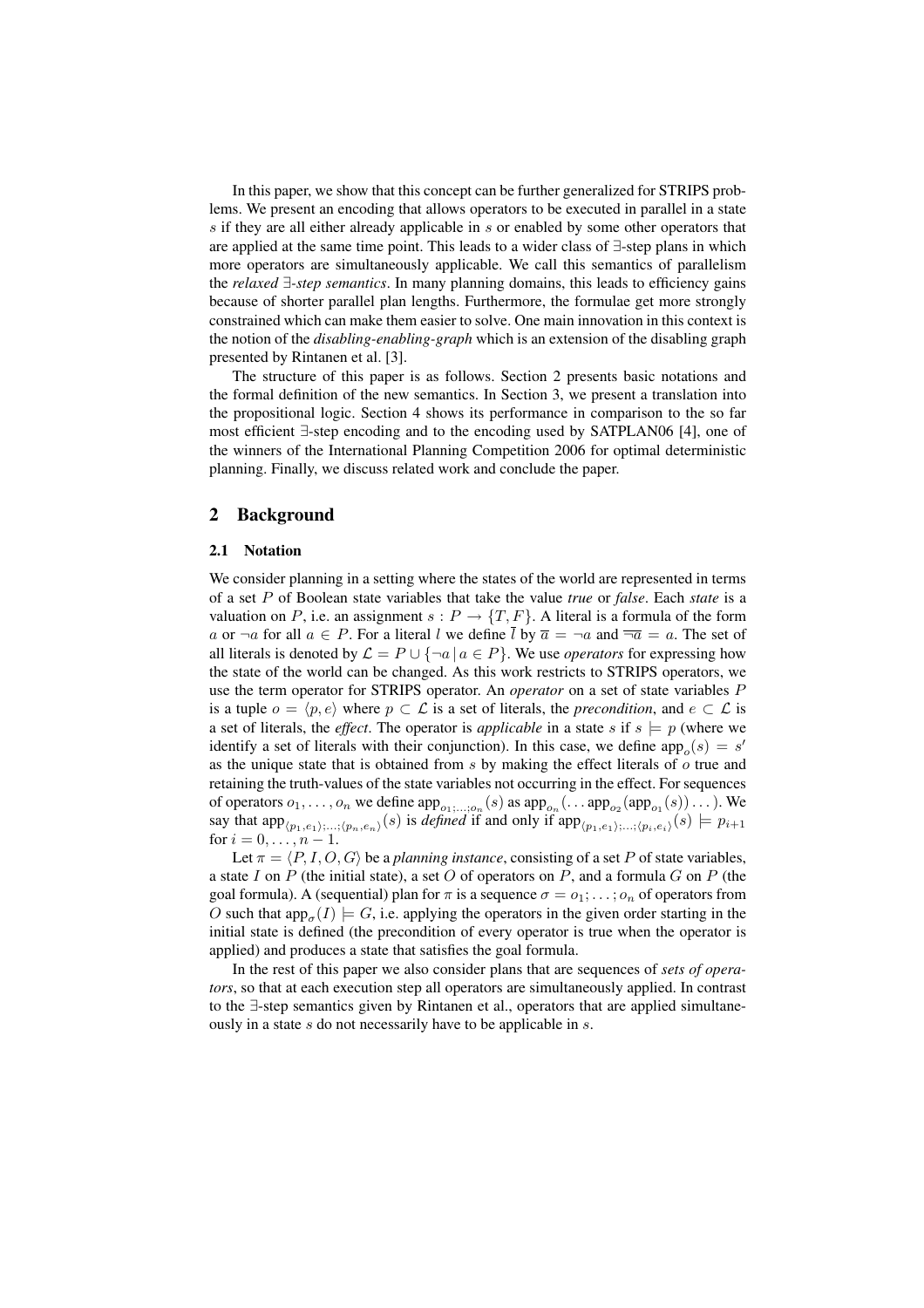In this paper, we show that this concept can be further generalized for STRIPS problems. We present an encoding that allows operators to be executed in parallel in a state $s$ if they are all either already applicable in $s$ or enabled by some other operators that are applied at the same time point. This leads to a wider class of $\exists$-step plans in which more operators are simultaneously applicable. We call this semantics of parallelism the *relaxed $\exists$-step semantics*. In many planning domains, this leads to efficiency gains because of shorter parallel plan lengths. Furthermore, the formulae get more strongly constrained which can make them easier to solve. One main innovation in this context is the notion of the *disabling-enabling-graph* which is an extension of the disabling graph presented by Rintanen et al. [3].

The structure of this paper is as follows. Section 2 presents basic notations and the formal definition of the new semantics. In Section 3, we present a translation into the propositional logic. Section 4 shows its performance in comparison to the so far most efficient $\exists$-step encoding and to the encoding used by SATPLAN06 [4], one of the winners of the International Planning Competition 2006 for optimal deterministic planning. Finally, we discuss related work and conclude the paper.

## 2 Background

### 2.1 Notation

We consider planning in a setting where the states of the world are represented in terms of a set $P$ of Boolean state variables that take the value *true* or *false*. Each *state* is a valuation on $P$, i.e. an assignment $s : P \to \{T, F\}$. A literal is a formula of the form $a$ or $\neg a$ for all $a \in P$. For a literal $l$ we define $\overline{l}$ by $\overline{a} = \neg a$ and $\overline{\neg a} = a$. The set of all literals is denoted by $\mathcal{L} = P \cup \{\neg a \,|\, a \in P\}$. We use *operators* for expressing how the state of the world can be changed. As this work restricts to STRIPS operators, we use the term operator for STRIPS operator. An *operator* on a set of state variables $P$ is a tuple $o = \langle p, e \rangle$ where $p \subset \mathcal{L}$ is a set of literals, the *precondition*, and $e \subset \mathcal{L}$ is a set of literals, the *effect*. The operator is *applicable* in a state $s$ if $s \models p$ (where we identify a set of literals with their conjunction). In this case, we define $\text{app}_o(s) = s'$ as the unique state that is obtained from $s$ by making the effect literals of $o$ true and retaining the truth-values of the state variables not occurring in the effect. For sequences of operators $o_1, \ldots, o_n$ we define $\text{app}_{o_1;\ldots;o_n}(s)$ as $\text{app}_{o_n}(\ldots \text{app}_{o_2}(\text{app}_{o_1}(s)) \ldots)$. We say that $\text{app}_{\langle p_1, e_1 \rangle;\ldots;\langle p_n, e_n \rangle}(s)$ is *defined* if and only if $\text{app}_{\langle p_1, e_1 \rangle;\ldots;\langle p_i, e_i \rangle}(s) \models p_{i+1}$ for $i = 0, \ldots, n-1$.

Let $\pi = \langle P, I, O, G \rangle$ be a *planning instance*, consisting of a set $P$ of state variables, a state $I$ on $P$ (the initial state), a set $O$ of operators on $P$, and a formula $G$ on $P$ (the goal formula). A (sequential) plan for $\pi$ is a sequence $\sigma = o_1; \ldots; o_n$ of operators from $O$ such that $\text{app}_\sigma(I) \models G$, i.e. applying the operators in the given order starting in the initial state is defined (the precondition of every operator is true when the operator is applied) and produces a state that satisfies the goal formula.

In the rest of this paper we also consider plans that are sequences of *sets of operators*, so that at each execution step all operators are simultaneously applied. In contrast to the $\exists$-step semantics given by Rintanen et al., operators that are applied simultaneously in a state $s$ do not necessarily have to be applicable in $s$.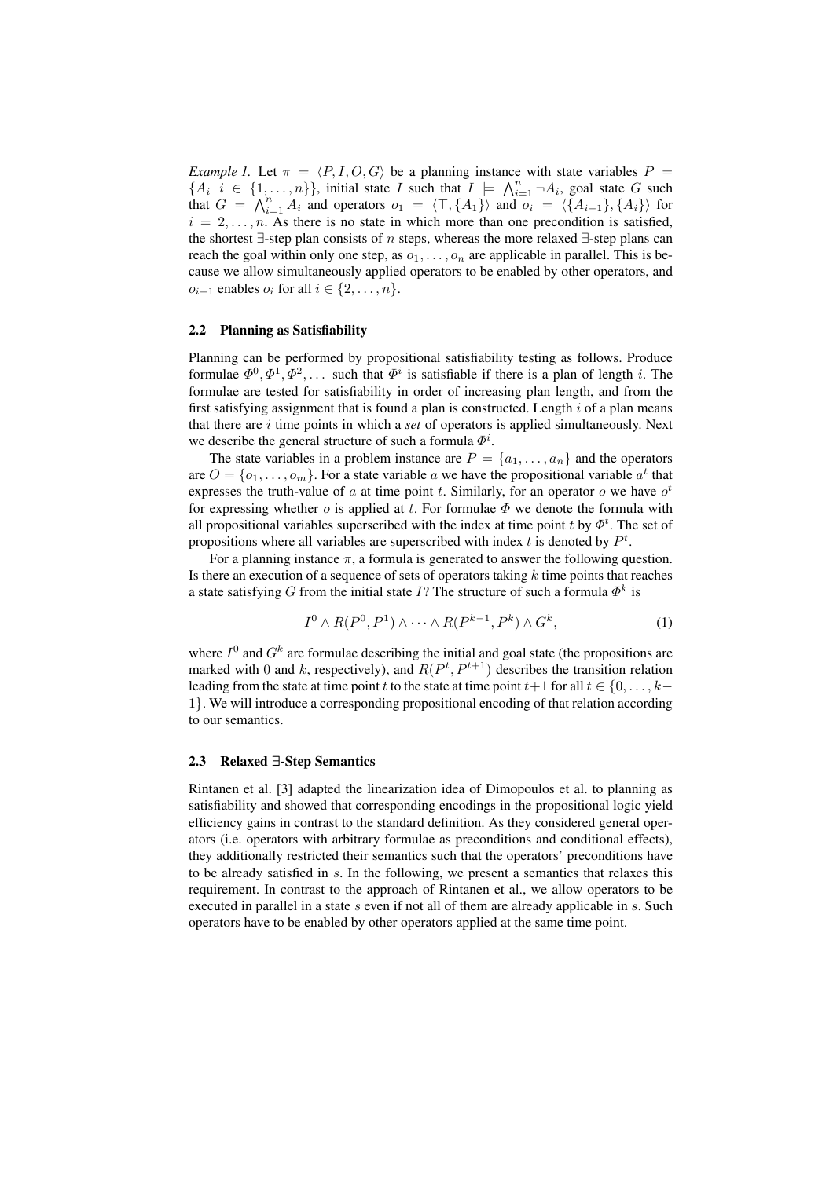*Example 1.* Let $\pi = \langle P, I, O, G\rangle$ be a planning instance with state variables $P = \{A_i \,|\, i \in \{1, \ldots, n\}\}$, initial state $I$ such that $I \models \bigwedge_{i=1}^{n} \neg A_i$, goal state $G$ such that $G = \bigwedge_{i=1}^{n} A_i$ and operators $o_1 = \langle \top, \{A_1\}\rangle$ and $o_i = \langle \{A_{i-1}\}, \{A_i\}\rangle$ for $i = 2, \ldots, n$. As there is no state in which more than one precondition is satisfied, the shortest $\exists$-step plan consists of $n$ steps, whereas the more relaxed $\exists$-step plans can reach the goal within only one step, as $o_1, \ldots, o_n$ are applicable in parallel. This is because we allow simultaneously applied operators to be enabled by other operators, and $o_{i-1}$ enables $o_i$ for all $i \in \{2, \ldots, n\}$.

### 2.2 Planning as Satisfiability

Planning can be performed by propositional satisfiability testing as follows. Produce formulae $\Phi^0, \Phi^1, \Phi^2, \ldots$ such that $\Phi^i$ is satisfiable if there is a plan of length $i$. The formulae are tested for satisfiability in order of increasing plan length, and from the first satisfying assignment that is found a plan is constructed. Length $i$ of a plan means that there are $i$ time points in which a *set* of operators is applied simultaneously. Next we describe the general structure of such a formula $\Phi^i$.

The state variables in a problem instance are $P = \{a_1, \ldots, a_n\}$ and the operators are $O = \{o_1, \ldots, o_m\}$. For a state variable $a$ we have the propositional variable $a^t$ that expresses the truth-value of $a$ at time point $t$. Similarly, for an operator $o$ we have $o^t$ for expressing whether $o$ is applied at $t$. For formulae $\Phi$ we denote the formula with all propositional variables superscribed with the index at time point $t$ by $\Phi^t$. The set of propositions where all variables are superscribed with index $t$ is denoted by $P^t$.

For a planning instance $\pi$, a formula is generated to answer the following question. Is there an execution of a sequence of sets of operators taking $k$ time points that reaches a state satisfying $G$ from the initial state $I$? The structure of such a formula $\Phi^k$ is

$$I^0 \wedge R(P^0, P^1) \wedge \cdots \wedge R(P^{k-1}, P^k) \wedge G^k, \tag{1}$$

where $I^0$ and $G^k$ are formulae describing the initial and goal state (the propositions are marked with 0 and $k$, respectively), and $R(P^t, P^{t+1})$ describes the transition relation leading from the state at time point $t$ to the state at time point $t+1$ for all $t \in \{0, \ldots, k-1\}$. We will introduce a corresponding propositional encoding of that relation according to our semantics.

### 2.3 Relaxed $\exists$-Step Semantics

Rintanen et al. [3] adapted the linearization idea of Dimopoulos et al. to planning as satisfiability and showed that corresponding encodings in the propositional logic yield efficiency gains in contrast to the standard definition. As they considered general operators (i.e. operators with arbitrary formulae as preconditions and conditional effects), they additionally restricted their semantics such that the operators' preconditions have to be already satisfied in $s$. In the following, we present a semantics that relaxes this requirement. In contrast to the approach of Rintanen et al., we allow operators to be executed in parallel in a state $s$ even if not all of them are already applicable in $s$. Such operators have to be enabled by other operators applied at the same time point.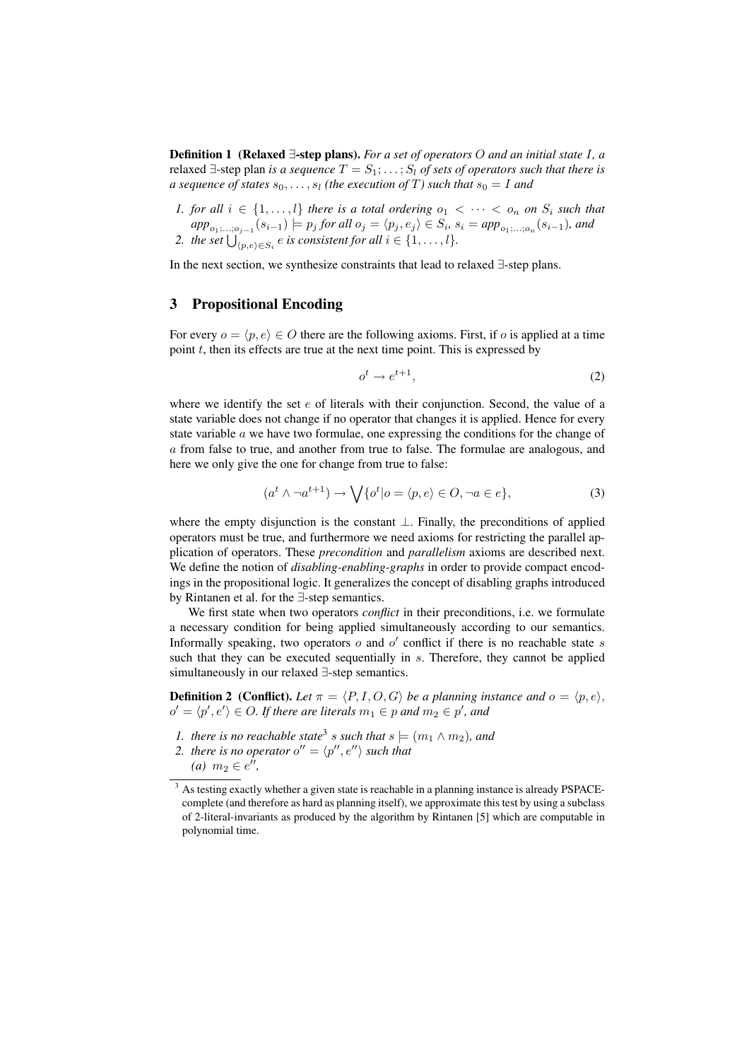**Definition 1 (Relaxed ∃-step plans).** *For a set of operators $O$ and an initial state $I$, a* relaxed ∃-step plan *is a sequence $T = S_1; \ldots; S_l$ of sets of operators such that there is a sequence of states $s_0, \ldots, s_l$ (the execution of $T$) such that $s_0 = I$ and*

1. *for all $i \in \{1, \ldots, l\}$ there is a total ordering $o_1 < \cdots < o_n$ on $S_i$ such that $app_{o_1;\ldots;o_{j-1}}(s_{i-1}) \models p_j$ for all $o_j = \langle p_j, e_j \rangle \in S_i$, $s_i = app_{o_1;\ldots;o_n}(s_{i-1})$, and*
2. *the set $\bigcup_{\langle p,e \rangle \in S_i} e$ is consistent for all $i \in \{1, \ldots, l\}$.*

In the next section, we synthesize constraints that lead to relaxed ∃-step plans.

## 3 Propositional Encoding

For every $o = \langle p, e \rangle \in O$ there are the following axioms. First, if $o$ is applied at a time point $t$, then its effects are true at the next time point. This is expressed by

$$o^t \rightarrow e^{t+1}, \tag{2}$$

where we identify the set $e$ of literals with their conjunction. Second, the value of a state variable does not change if no operator that changes it is applied. Hence for every state variable $a$ we have two formulae, one expressing the conditions for the change of $a$ from false to true, and another from true to false. The formulae are analogous, and here we only give the one for change from true to false:

$$(a^t \wedge \neg a^{t+1}) \rightarrow \bigvee \{o^t | o = \langle p, e \rangle \in O, \neg a \in e\}, \tag{3}$$

where the empty disjunction is the constant $\bot$. Finally, the preconditions of applied operators must be true, and furthermore we need axioms for restricting the parallel application of operators. These *precondition* and *parallelism* axioms are described next. We define the notion of *disabling-enabling-graphs* in order to provide compact encodings in the propositional logic. It generalizes the concept of disabling graphs introduced by Rintanen et al. for the ∃-step semantics.

We first state when two operators *conflict* in their preconditions, i.e. we formulate a necessary condition for being applied simultaneously according to our semantics. Informally speaking, two operators $o$ and $o'$ conflict if there is no reachable state $s$ such that they can be executed sequentially in $s$. Therefore, they cannot be applied simultaneously in our relaxed ∃-step semantics.

**Definition 2 (Conflict).** *Let $\pi = \langle P, I, O, G \rangle$ be a planning instance and $o = \langle p, e \rangle$, $o' = \langle p', e' \rangle \in O$. If there are literals $m_1 \in p$ and $m_2 \in p'$, and*

1. *there is no reachable state[3] $s$ such that $s \models (m_1 \wedge m_2)$, and*
2. *there is no operator $o'' = \langle p'', e'' \rangle$ such that*
   *(a) $m_2 \in e''$,*

[3] As testing exactly whether a given state is reachable in a planning instance is already PSPACE-complete (and therefore as hard as planning itself), we approximate this test by using a subclass of 2-literal-invariants as produced by the algorithm by Rintanen [5] which are computable in polynomial time.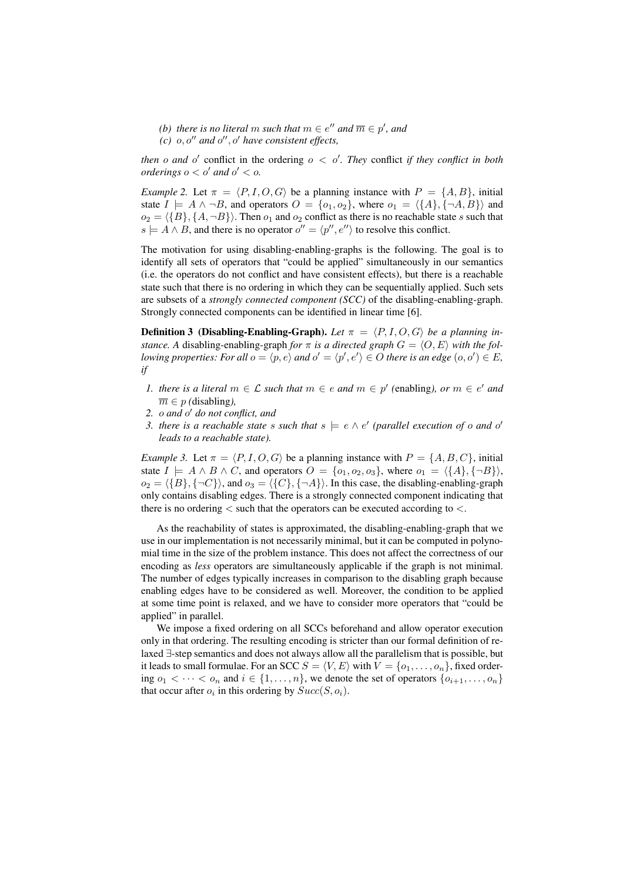*(b) there is no literal $m$ such that $m \in e''$ and $\overline{m} \in p'$, and*
*(c) $o, o''$ and $o'', o'$ have consistent effects,*

*then $o$ and $o'$* conflict *in the ordering $o < o'$. They* conflict *if they conflict in both orderings $o < o'$ and $o' < o$.*

*Example 2.* Let $\pi = \langle P, I, O, G \rangle$ be a planning instance with $P = \{A, B\}$, initial state $I \models A \wedge \neg B$, and operators $O = \{o_1, o_2\}$, where $o_1 = \langle \{A\}, \{\neg A, B\} \rangle$ and $o_2 = \langle \{B\}, \{A, \neg B\} \rangle$. Then $o_1$ and $o_2$ conflict as there is no reachable state $s$ such that $s \models A \wedge B$, and there is no operator $o'' = \langle p'', e'' \rangle$ to resolve this conflict.

The motivation for using disabling-enabling-graphs is the following. The goal is to identify all sets of operators that "could be applied" simultaneously in our semantics (i.e. the operators do not conflict and have consistent effects), but there is a reachable state such that there is no ordering in which they can be sequentially applied. Such sets are subsets of a *strongly connected component (SCC)* of the disabling-enabling-graph. Strongly connected components can be identified in linear time [6].

**Definition 3 (Disabling-Enabling-Graph).** *Let $\pi = \langle P, I, O, G \rangle$ be a planning instance. A* disabling-enabling-graph *for $\pi$ is a directed graph $G = \langle O, E \rangle$ with the following properties: For all $o = \langle p, e \rangle$ and $o' = \langle p', e' \rangle \in O$ there is an edge $(o, o') \in E$, if*

1. *there is a literal $m \in \mathcal{L}$ such that $m \in e$ and $m \in p'$ (*enabling*), or $m \in e'$ and $\overline{m} \in p$ (*disabling*),*
2. *$o$ and $o'$ do not conflict, and*
3. *there is a reachable state $s$ such that $s \models e \wedge e'$ (parallel execution of $o$ and $o'$ leads to a reachable state).*

*Example 3.* Let $\pi = \langle P, I, O, G \rangle$ be a planning instance with $P = \{A, B, C\}$, initial state $I \models A \wedge B \wedge C$, and operators $O = \{o_1, o_2, o_3\}$, where $o_1 = \langle \{A\}, \{\neg B\} \rangle$, $o_2 = \langle \{B\}, \{\neg C\} \rangle$, and $o_3 = \langle \{C\}, \{\neg A\} \rangle$. In this case, the disabling-enabling-graph only contains disabling edges. There is a strongly connected component indicating that there is no ordering $<$ such that the operators can be executed according to $<$.

As the reachability of states is approximated, the disabling-enabling-graph that we use in our implementation is not necessarily minimal, but it can be computed in polynomial time in the size of the problem instance. This does not affect the correctness of our encoding as *less* operators are simultaneously applicable if the graph is not minimal. The number of edges typically increases in comparison to the disabling graph because enabling edges have to be considered as well. Moreover, the condition to be applied at some time point is relaxed, and we have to consider more operators that "could be applied" in parallel.

We impose a fixed ordering on all SCCs beforehand and allow operator execution only in that ordering. The resulting encoding is stricter than our formal definition of relaxed $\exists$-step semantics and does not always allow all the parallelism that is possible, but it leads to small formulae. For an SCC $S = \langle V, E \rangle$ with $V = \{o_1, \ldots, o_n\}$, fixed ordering $o_1 < \cdots < o_n$ and $i \in \{1, \ldots, n\}$, we denote the set of operators $\{o_{i+1}, \ldots, o_n\}$ that occur after $o_i$ in this ordering by $Succ(S, o_i)$.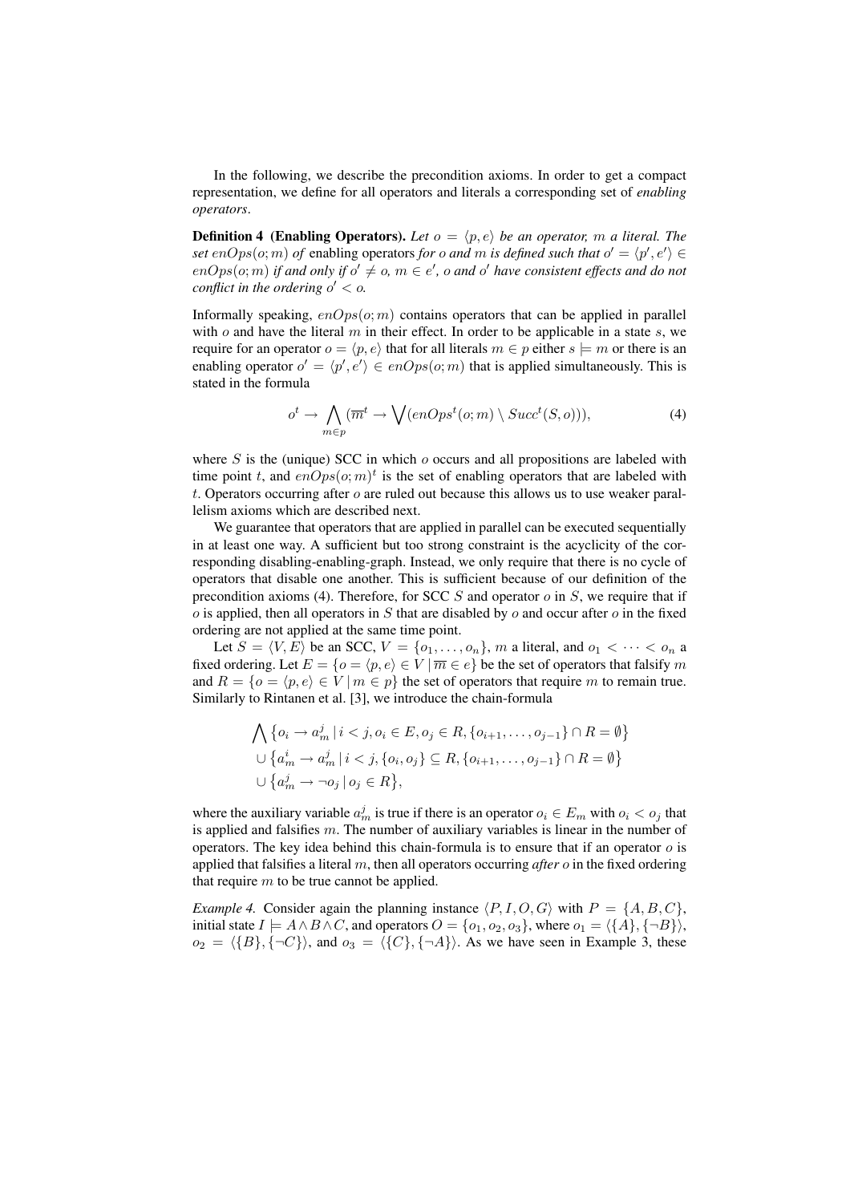In the following, we describe the precondition axioms. In order to get a compact representation, we define for all operators and literals a corresponding set of *enabling operators*.

**Definition 4 (Enabling Operators).** *Let $o = \langle p, e \rangle$ be an operator, $m$ a literal. The set $enOps(o; m)$ of* enabling operators *for $o$ and $m$ is defined such that $o' = \langle p', e' \rangle \in enOps(o; m)$ if and only if $o' \neq o$, $m \in e'$, $o$ and $o'$ have consistent effects and do not conflict in the ordering $o' < o$.*

Informally speaking, $enOps(o; m)$ contains operators that can be applied in parallel with $o$ and have the literal $m$ in their effect. In order to be applicable in a state $s$, we require for an operator $o = \langle p, e \rangle$ that for all literals $m \in p$ either $s \models m$ or there is an enabling operator $o' = \langle p', e' \rangle \in enOps(o; m)$ that is applied simultaneously. This is stated in the formula

$$o^t \rightarrow \bigwedge_{m \in p} (\overline{m}^t \rightarrow \bigvee (enOps^t(o; m) \setminus Succ^t(S, o))), \tag{4}$$

where $S$ is the (unique) SCC in which $o$ occurs and all propositions are labeled with time point $t$, and $enOps(o; m)^t$ is the set of enabling operators that are labeled with $t$. Operators occurring after $o$ are ruled out because this allows us to use weaker parallelism axioms which are described next.

We guarantee that operators that are applied in parallel can be executed sequentially in at least one way. A sufficient but too strong constraint is the acyclicity of the corresponding disabling-enabling-graph. Instead, we only require that there is no cycle of operators that disable one another. This is sufficient because of our definition of the precondition axioms (4). Therefore, for SCC $S$ and operator $o$ in $S$, we require that if $o$ is applied, then all operators in $S$ that are disabled by $o$ and occur after $o$ in the fixed ordering are not applied at the same time point.

Let $S = \langle V, E \rangle$ be an SCC, $V = \{o_1, \ldots, o_n\}$, $m$ a literal, and $o_1 < \cdots < o_n$ a fixed ordering. Let $E = \{o = \langle p, e \rangle \in V \mid \overline{m} \in e\}$ be the set of operators that falsify $m$ and $R = \{o = \langle p, e \rangle \in V \mid m \in p\}$ the set of operators that require $m$ to remain true. Similarly to Rintanen et al. [3], we introduce the chain-formula

$$\begin{aligned}
&\bigwedge \big\{ o_i \rightarrow a_m^j \mid i < j, o_i \in E, o_j \in R, \{o_{i+1}, \ldots, o_{j-1}\} \cap R = \emptyset \big\} \\
&\cup \big\{ a_m^i \rightarrow a_m^j \mid i < j, \{o_i, o_j\} \subseteq R, \{o_{i+1}, \ldots, o_{j-1}\} \cap R = \emptyset \big\} \\
&\cup \big\{ a_m^j \rightarrow \neg o_j \mid o_j \in R \big\},
\end{aligned}$$

where the auxiliary variable $a_m^j$ is true if there is an operator $o_i \in E_m$ with $o_i < o_j$ that is applied and falsifies $m$. The number of auxiliary variables is linear in the number of operators. The key idea behind this chain-formula is to ensure that if an operator $o$ is applied that falsifies a literal $m$, then all operators occurring *after* $o$ in the fixed ordering that require $m$ to be true cannot be applied.

*Example 4.* Consider again the planning instance $\langle P, I, O, G \rangle$ with $P = \{A, B, C\}$, initial state $I \models A \wedge B \wedge C$, and operators $O = \{o_1, o_2, o_3\}$, where $o_1 = \langle \{A\}, \{\neg B\} \rangle$, $o_2 = \langle \{B\}, \{\neg C\} \rangle$, and $o_3 = \langle \{C\}, \{\neg A\} \rangle$. As we have seen in Example 3, these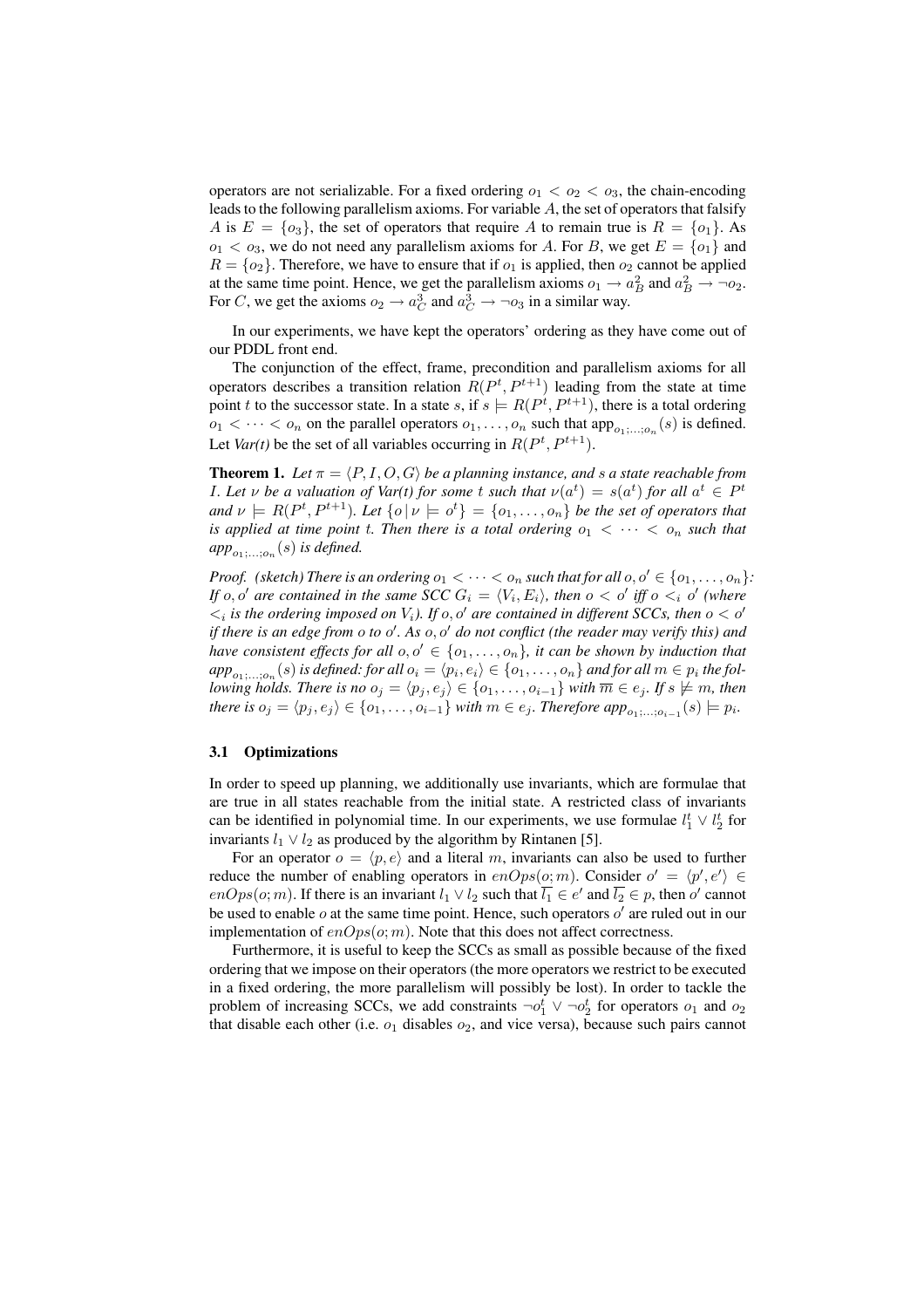operators are not serializable. For a fixed ordering $o_1 < o_2 < o_3$, the chain-encoding leads to the following parallelism axioms. For variable $A$, the set of operators that falsify $A$ is $E = \{o_3\}$, the set of operators that require $A$ to remain true is $R = \{o_1\}$. As $o_1 < o_3$, we do not need any parallelism axioms for $A$. For $B$, we get $E = \{o_1\}$ and $R = \{o_2\}$. Therefore, we have to ensure that if $o_1$ is applied, then $o_2$ cannot be applied at the same time point. Hence, we get the parallelism axioms $o_1 \rightarrow a_B^2$ and $a_B^2 \rightarrow \neg o_2$. For $C$, we get the axioms $o_2 \rightarrow a_C^3$ and $a_C^3 \rightarrow \neg o_3$ in a similar way.

In our experiments, we have kept the operators' ordering as they have come out of our PDDL front end.

The conjunction of the effect, frame, precondition and parallelism axioms for all operators describes a transition relation $R(P^t, P^{t+1})$ leading from the state at time point $t$ to the successor state. In a state $s$, if $s \models R(P^t, P^{t+1})$, there is a total ordering $o_1 < \cdots < o_n$ on the parallel operators $o_1, \ldots, o_n$ such that $\text{app}_{o_1;\ldots;o_n}(s)$ is defined. Let *Var(t)* be the set of all variables occurring in $R(P^t, P^{t+1})$.

**Theorem 1.** *Let $\pi = \langle P, I, O, G \rangle$ be a planning instance, and $s$ a state reachable from $I$. Let $\nu$ be a valuation of Var(t) for some $t$ such that $\nu(a^t) = s(a^t)$ for all $a^t \in P^t$ and $\nu \models R(P^t, P^{t+1})$. Let $\{o \,|\, \nu \models o^t\} = \{o_1, \ldots, o_n\}$ be the set of operators that is applied at time point $t$. Then there is a total ordering $o_1 < \cdots < o_n$ such that $app_{o_1;\ldots;o_n}(s)$ is defined.*

*Proof. (sketch) There is an ordering $o_1 < \cdots < o_n$ such that for all $o, o' \in \{o_1, \ldots, o_n\}$: If $o, o'$ are contained in the same SCC $G_i = \langle V_i, E_i \rangle$, then $o < o'$ iff $o <_i o'$ (where $<_i$ is the ordering imposed on $V_i$). If $o, o'$ are contained in different SCCs, then $o < o'$ if there is an edge from $o$ to $o'$. As $o, o'$ do not conflict (the reader may verify this) and have consistent effects for all $o, o' \in \{o_1, \ldots, o_n\}$, it can be shown by induction that $app_{o_1;\ldots;o_n}(s)$ is defined: for all $o_i = \langle p_i, e_i \rangle \in \{o_1, \ldots, o_n\}$ and for all $m \in p_i$ the following holds. There is no $o_j = \langle p_j, e_j \rangle \in \{o_1, \ldots, o_{i-1}\}$ with $\overline{m} \in e_j$. If $s \not\models m$, then there is $o_j = \langle p_j, e_j \rangle \in \{o_1, \ldots, o_{i-1}\}$ with $m \in e_j$. Therefore $app_{o_1;\ldots;o_{i-1}}(s) \models p_i$.*

### 3.1 Optimizations

In order to speed up planning, we additionally use invariants, which are formulae that are true in all states reachable from the initial state. A restricted class of invariants can be identified in polynomial time. In our experiments, we use formulae $l_1^t \vee l_2^t$ for invariants $l_1 \vee l_2$ as produced by the algorithm by Rintanen [5].

For an operator $o = \langle p, e \rangle$ and a literal $m$, invariants can also be used to further reduce the number of enabling operators in $enOps(o; m)$. Consider $o' = \langle p', e' \rangle \in enOps(o; m)$. If there is an invariant $l_1 \vee l_2$ such that $\overline{l_1} \in e'$ and $\overline{l_2} \in p$, then $o'$ cannot be used to enable $o$ at the same time point. Hence, such operators $o'$ are ruled out in our implementation of $enOps(o; m)$. Note that this does not affect correctness.

Furthermore, it is useful to keep the SCCs as small as possible because of the fixed ordering that we impose on their operators (the more operators we restrict to be executed in a fixed ordering, the more parallelism will possibly be lost). In order to tackle the problem of increasing SCCs, we add constraints $\neg o_1^t \vee \neg o_2^t$ for operators $o_1$ and $o_2$ that disable each other (i.e. $o_1$ disables $o_2$, and vice versa), because such pairs cannot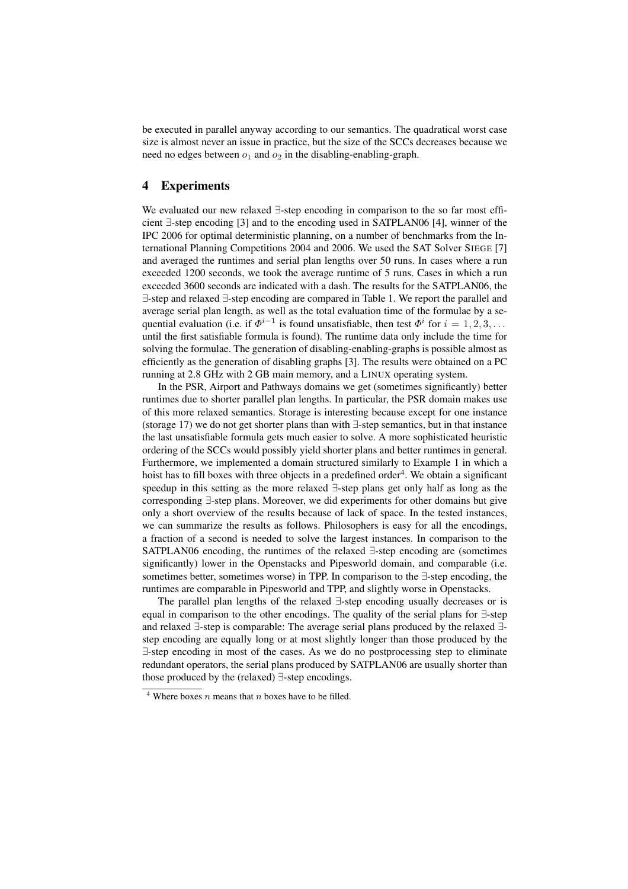be executed in parallel anyway according to our semantics. The quadratical worst case size is almost never an issue in practice, but the size of the SCCs decreases because we need no edges between $o_1$ and $o_2$ in the disabling-enabling-graph.

## 4 Experiments

We evaluated our new relaxed ∃-step encoding in comparison to the so far most efficient ∃-step encoding [3] and to the encoding used in SATPLAN06 [4], winner of the IPC 2006 for optimal deterministic planning, on a number of benchmarks from the International Planning Competitions 2004 and 2006. We used the SAT Solver SIEGE [7] and averaged the runtimes and serial plan lengths over 50 runs. In cases where a run exceeded 1200 seconds, we took the average runtime of 5 runs. Cases in which a run exceeded 3600 seconds are indicated with a dash. The results for the SATPLAN06, the ∃-step and relaxed ∃-step encoding are compared in Table 1. We report the parallel and average serial plan length, as well as the total evaluation time of the formulae by a sequential evaluation (i.e. if $\Phi^{i-1}$ is found unsatisfiable, then test $\Phi^{i}$ for $i = 1, 2, 3, \ldots$ until the first satisfiable formula is found). The runtime data only include the time for solving the formulae. The generation of disabling-enabling-graphs is possible almost as efficiently as the generation of disabling graphs [3]. The results were obtained on a PC running at 2.8 GHz with 2 GB main memory, and a LINUX operating system.

In the PSR, Airport and Pathways domains we get (sometimes significantly) better runtimes due to shorter parallel plan lengths. In particular, the PSR domain makes use of this more relaxed semantics. Storage is interesting because except for one instance (storage 17) we do not get shorter plans than with ∃-step semantics, but in that instance the last unsatisfiable formula gets much easier to solve. A more sophisticated heuristic ordering of the SCCs would possibly yield shorter plans and better runtimes in general. Furthermore, we implemented a domain structured similarly to Example 1 in which a hoist has to fill boxes with three objects in a predefined order[4]. We obtain a significant speedup in this setting as the more relaxed ∃-step plans get only half as long as the corresponding ∃-step plans. Moreover, we did experiments for other domains but give only a short overview of the results because of lack of space. In the tested instances, we can summarize the results as follows. Philosophers is easy for all the encodings, a fraction of a second is needed to solve the largest instances. In comparison to the SATPLAN06 encoding, the runtimes of the relaxed ∃-step encoding are (sometimes significantly) lower in the Openstacks and Pipesworld domain, and comparable (i.e. sometimes better, sometimes worse) in TPP. In comparison to the ∃-step encoding, the runtimes are comparable in Pipesworld and TPP, and slightly worse in Openstacks.

The parallel plan lengths of the relaxed ∃-step encoding usually decreases or is equal in comparison to the other encodings. The quality of the serial plans for ∃-step and relaxed ∃-step is comparable: The average serial plans produced by the relaxed ∃-step encoding are equally long or at most slightly longer than those produced by the ∃-step encoding in most of the cases. As we do no postprocessing step to eliminate redundant operators, the serial plans produced by SATPLAN06 are usually shorter than those produced by the (relaxed) ∃-step encodings.

[4] Where boxes $n$ means that $n$ boxes have to be filled.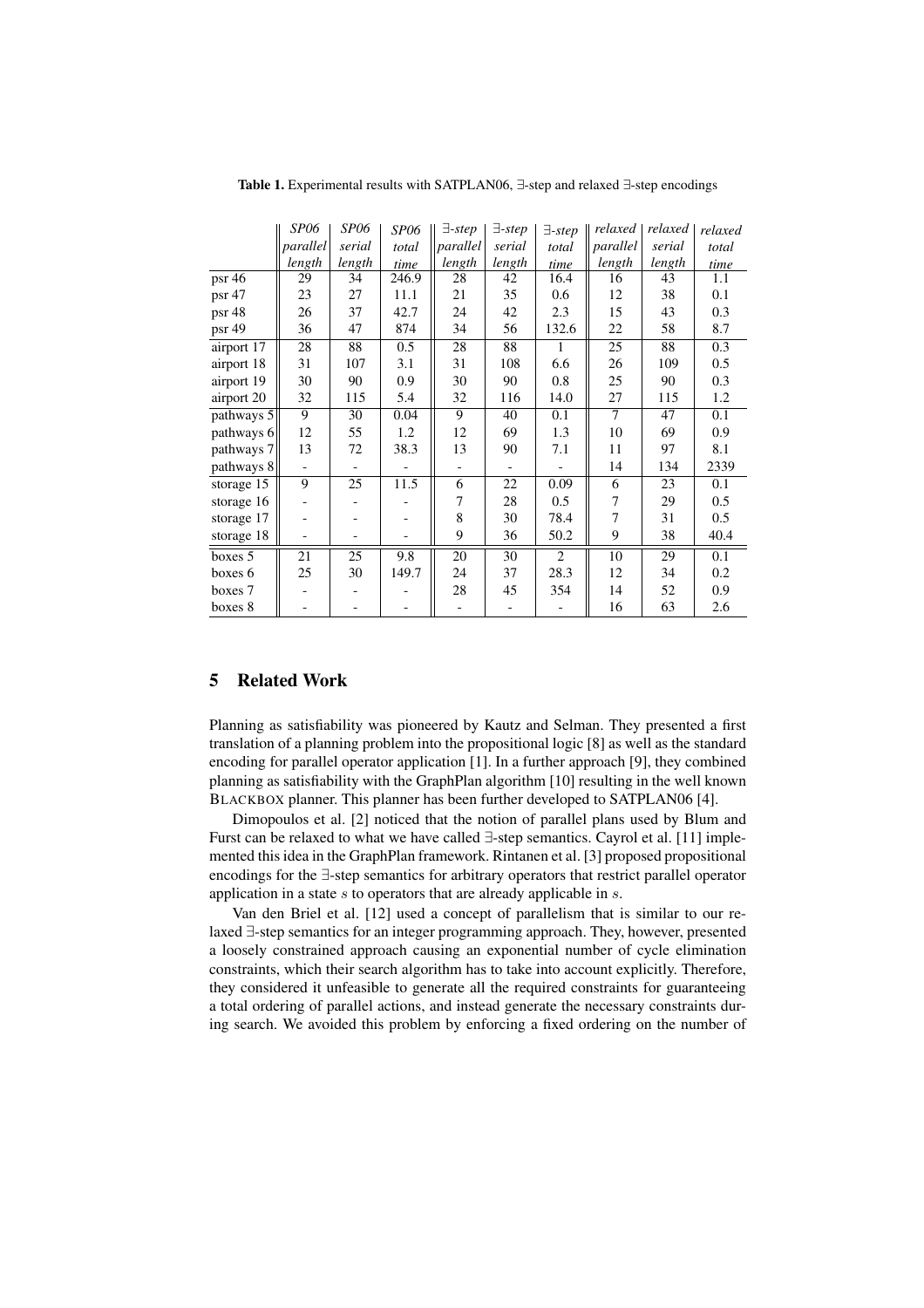**Table 1.** Experimental results with SATPLAN06, ∃-step and relaxed ∃-step encodings

| | *SP06 parallel length* | *SP06 serial length* | *SP06 total time* | *∃-step parallel length* | *∃-step serial length* | *∃-step total time* | *relaxed parallel length* | *relaxed serial length* | *relaxed total time* |
|---|---|---|---|---|---|---|---|---|---|
| psr 46 | 29 | 34 | 246.9 | 28 | 42 | 16.4 | 16 | 43 | 1.1 |
| psr 47 | 23 | 27 | 11.1 | 21 | 35 | 0.6 | 12 | 38 | 0.1 |
| psr 48 | 26 | 37 | 42.7 | 24 | 42 | 2.3 | 15 | 43 | 0.3 |
| psr 49 | 36 | 47 | 874 | 34 | 56 | 132.6 | 22 | 58 | 8.7 |
| airport 17 | 28 | 88 | 0.5 | 28 | 88 | 1 | 25 | 88 | 0.3 |
| airport 18 | 31 | 107 | 3.1 | 31 | 108 | 6.6 | 26 | 109 | 0.5 |
| airport 19 | 30 | 90 | 0.9 | 30 | 90 | 0.8 | 25 | 90 | 0.3 |
| airport 20 | 32 | 115 | 5.4 | 32 | 116 | 14.0 | 27 | 115 | 1.2 |
| pathways 5 | 9 | 30 | 0.04 | 9 | 40 | 0.1 | 7 | 47 | 0.1 |
| pathways 6 | 12 | 55 | 1.2 | 12 | 69 | 1.3 | 10 | 69 | 0.9 |
| pathways 7 | 13 | 72 | 38.3 | 13 | 90 | 7.1 | 11 | 97 | 8.1 |
| pathways 8 | - | - | - | - | - | - | 14 | 134 | 2339 |
| storage 15 | 9 | 25 | 11.5 | 6 | 22 | 0.09 | 6 | 23 | 0.1 |
| storage 16 | - | - | - | 7 | 28 | 0.5 | 7 | 29 | 0.5 |
| storage 17 | - | - | - | 8 | 30 | 78.4 | 7 | 31 | 0.5 |
| storage 18 | - | - | - | 9 | 36 | 50.2 | 9 | 38 | 40.4 |
| boxes 5 | 21 | 25 | 9.8 | 20 | 30 | 2 | 10 | 29 | 0.1 |
| boxes 6 | 25 | 30 | 149.7 | 24 | 37 | 28.3 | 12 | 34 | 0.2 |
| boxes 7 | - | - | - | 28 | 45 | 354 | 14 | 52 | 0.9 |
| boxes 8 | - | - | - | - | - | - | 16 | 63 | 2.6 |

## 5 Related Work

Planning as satisfiability was pioneered by Kautz and Selman. They presented a first translation of a planning problem into the propositional logic [8] as well as the standard encoding for parallel operator application [1]. In a further approach [9], they combined planning as satisfiability with the GraphPlan algorithm [10] resulting in the well known BLACKBOX planner. This planner has been further developed to SATPLAN06 [4].

Dimopoulos et al. [2] noticed that the notion of parallel plans used by Blum and Furst can be relaxed to what we have called ∃-step semantics. Cayrol et al. [11] implemented this idea in the GraphPlan framework. Rintanen et al. [3] proposed propositional encodings for the ∃-step semantics for arbitrary operators that restrict parallel operator application in a state $s$ to operators that are already applicable in $s$.

Van den Briel et al. [12] used a concept of parallelism that is similar to our relaxed ∃-step semantics for an integer programming approach. They, however, presented a loosely constrained approach causing an exponential number of cycle elimination constraints, which their search algorithm has to take into account explicitly. Therefore, they considered it unfeasible to generate all the required constraints for guaranteeing a total ordering of parallel actions, and instead generate the necessary constraints during search. We avoided this problem by enforcing a fixed ordering on the number of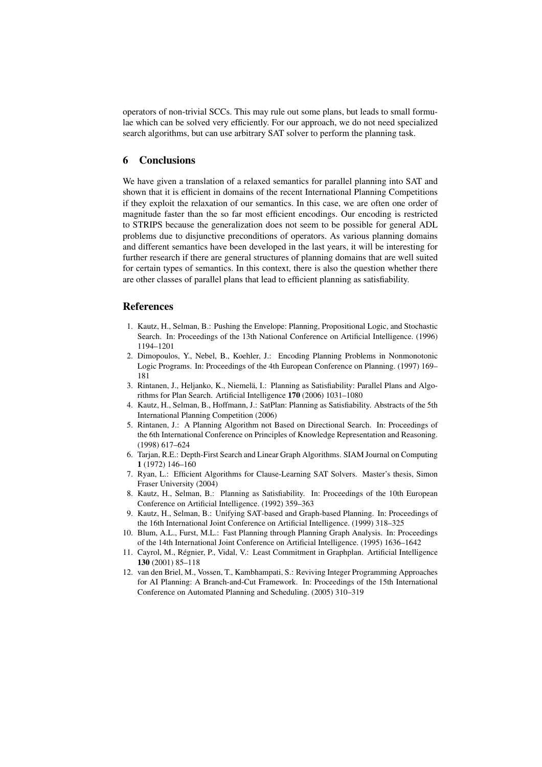operators of non-trivial SCCs. This may rule out some plans, but leads to small formulae which can be solved very efficiently. For our approach, we do not need specialized search algorithms, but can use arbitrary SAT solver to perform the planning task.

## 6 Conclusions

We have given a translation of a relaxed semantics for parallel planning into SAT and shown that it is efficient in domains of the recent International Planning Competitions if they exploit the relaxation of our semantics. In this case, we are often one order of magnitude faster than the so far most efficient encodings. Our encoding is restricted to STRIPS because the generalization does not seem to be possible for general ADL problems due to disjunctive preconditions of operators. As various planning domains and different semantics have been developed in the last years, it will be interesting for further research if there are general structures of planning domains that are well suited for certain types of semantics. In this context, there is also the question whether there are other classes of parallel plans that lead to efficient planning as satisfiability.

## References

1. Kautz, H., Selman, B.: Pushing the Envelope: Planning, Propositional Logic, and Stochastic Search. In: Proceedings of the 13th National Conference on Artificial Intelligence. (1996) 1194–1201
2. Dimopoulos, Y., Nebel, B., Koehler, J.: Encoding Planning Problems in Nonmonotonic Logic Programs. In: Proceedings of the 4th European Conference on Planning. (1997) 169–181
3. Rintanen, J., Heljanko, K., Niemelä, I.: Planning as Satisfiability: Parallel Plans and Algorithms for Plan Search. Artificial Intelligence **170** (2006) 1031–1080
4. Kautz, H., Selman, B., Hoffmann, J.: SatPlan: Planning as Satisfiability. Abstracts of the 5th International Planning Competition (2006)
5. Rintanen, J.: A Planning Algorithm not Based on Directional Search. In: Proceedings of the 6th International Conference on Principles of Knowledge Representation and Reasoning. (1998) 617–624
6. Tarjan, R.E.: Depth-First Search and Linear Graph Algorithms. SIAM Journal on Computing **1** (1972) 146–160
7. Ryan, L.: Efficient Algorithms for Clause-Learning SAT Solvers. Master's thesis, Simon Fraser University (2004)
8. Kautz, H., Selman, B.: Planning as Satisfiability. In: Proceedings of the 10th European Conference on Artificial Intelligence. (1992) 359–363
9. Kautz, H., Selman, B.: Unifying SAT-based and Graph-based Planning. In: Proceedings of the 16th International Joint Conference on Artificial Intelligence. (1999) 318–325
10. Blum, A.L., Furst, M.L.: Fast Planning through Planning Graph Analysis. In: Proceedings of the 14th International Joint Conference on Artificial Intelligence. (1995) 1636–1642
11. Cayrol, M., Régnier, P., Vidal, V.: Least Commitment in Graphplan. Artificial Intelligence **130** (2001) 85–118
12. van den Briel, M., Vossen, T., Kambhampati, S.: Reviving Integer Programming Approaches for AI Planning: A Branch-and-Cut Framework. In: Proceedings of the 15th International Conference on Automated Planning and Scheduling. (2005) 310–319